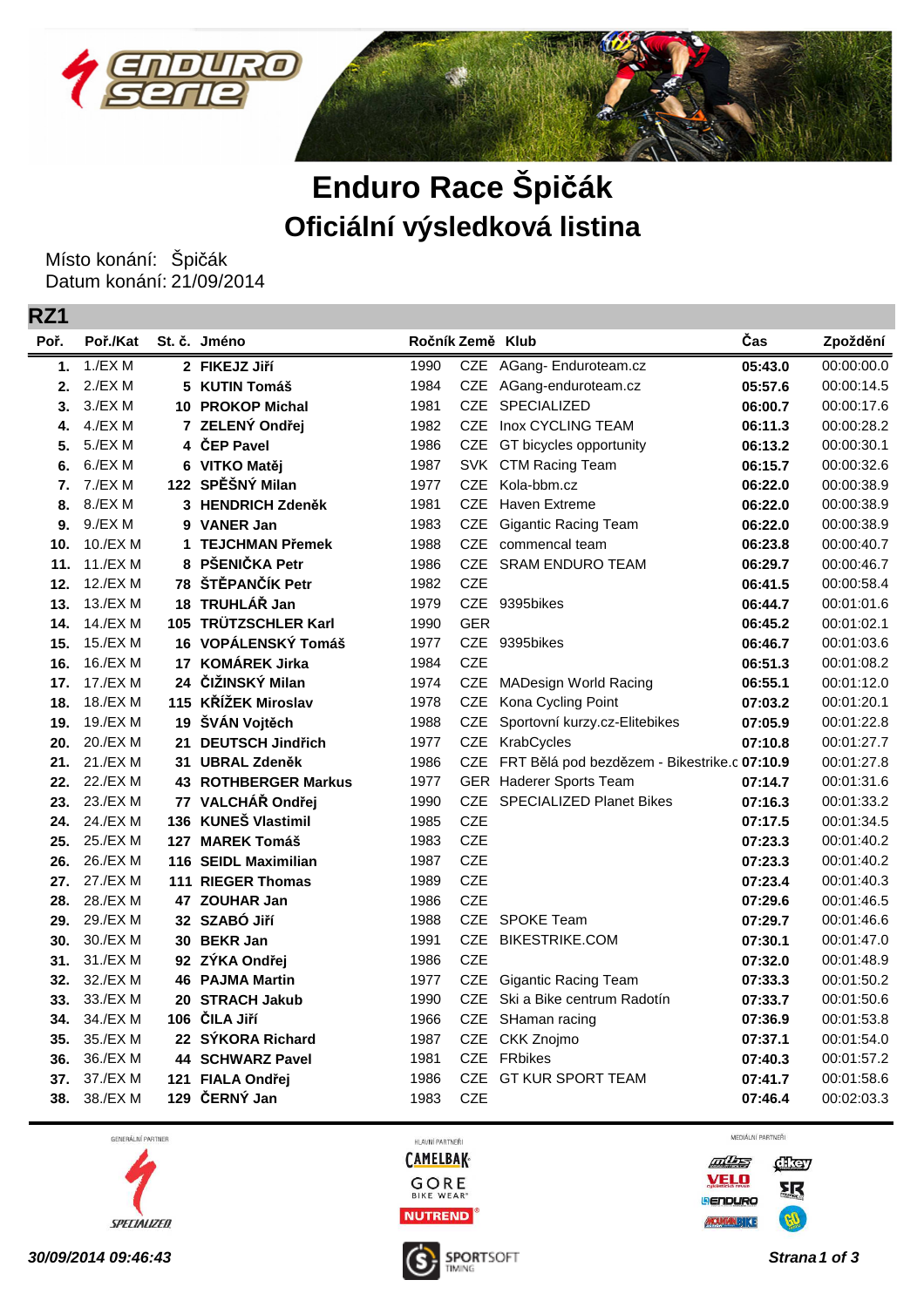# Enduro Race Špičák

## Oficiální výsledková listina

Místo konání: Špičák
Datum konání: 21/09/2014

### RZ1

| Poř. | Poř./Kat | St. č. | Jméno | Ročník | Země | Klub | Čas | Zpoždění |
|---|---|---|---|---|---|---|---|---|
| 1. | 1./EX M | 2 | FIKEJZ Jiří | 1990 | CZE | AGang- Enduroteam.cz | 05:43.0 | 00:00:00.0 |
| 2. | 2./EX M | 5 | KUTIN Tomáš | 1984 | CZE | AGang-enduroteam.cz | 05:57.6 | 00:00:14.5 |
| 3. | 3./EX M | 10 | PROKOP Michal | 1981 | CZE | SPECIALIZED | 06:00.7 | 00:00:17.6 |
| 4. | 4./EX M | 7 | ZELENÝ Ondřej | 1982 | CZE | Inox CYCLING TEAM | 06:11.3 | 00:00:28.2 |
| 5. | 5./EX M | 4 | ČEP Pavel | 1986 | CZE | GT bicycles opportunity | 06:13.2 | 00:00:30.1 |
| 6. | 6./EX M | 6 | VITKO Matěj | 1987 | SVK | CTM Racing Team | 06:15.7 | 00:00:32.6 |
| 7. | 7./EX M | 122 | SPĚŠNÝ Milan | 1977 | CZE | Kola-bbm.cz | 06:22.0 | 00:00:38.9 |
| 8. | 8./EX M | 3 | HENDRICH Zdeněk | 1981 | CZE | Haven Extreme | 06:22.0 | 00:00:38.9 |
| 9. | 9./EX M | 9 | VANER Jan | 1983 | CZE | Gigantic Racing Team | 06:22.0 | 00:00:38.9 |
| 10. | 10./EX M | 1 | TEJCHMAN Přemek | 1988 | CZE | commencal team | 06:23.8 | 00:00:40.7 |
| 11. | 11./EX M | 8 | PŠENIČKA Petr | 1986 | CZE | SRAM ENDURO TEAM | 06:29.7 | 00:00:46.7 |
| 12. | 12./EX M | 78 | ŠTĚPANČÍK Petr | 1982 | CZE | | 06:41.5 | 00:00:58.4 |
| 13. | 13./EX M | 18 | TRUHLÁŘ Jan | 1979 | CZE | 9395bikes | 06:44.7 | 00:01:01.6 |
| 14. | 14./EX M | 105 | TRÜTZSCHLER Karl | 1990 | GER | | 06:45.2 | 00:01:02.1 |
| 15. | 15./EX M | 16 | VOPÁLENSKÝ Tomáš | 1977 | CZE | 9395bikes | 06:46.7 | 00:01:03.6 |
| 16. | 16./EX M | 17 | KOMÁREK Jirka | 1984 | CZE | | 06:51.3 | 00:01:08.2 |
| 17. | 17./EX M | 24 | ČIŽINSKÝ Milan | 1974 | CZE | MADesign World Racing | 06:55.1 | 00:01:12.0 |
| 18. | 18./EX M | 115 | KŘÍŽEK Miroslav | 1978 | CZE | Kona Cycling Point | 07:03.2 | 00:01:20.1 |
| 19. | 19./EX M | 19 | ŠVÁN Vojtěch | 1988 | CZE | Sportovní kurzy.cz-Elitebikes | 07:05.9 | 00:01:22.8 |
| 20. | 20./EX M | 21 | DEUTSCH Jindřich | 1977 | CZE | KrabCycles | 07:10.8 | 00:01:27.7 |
| 21. | 21./EX M | 31 | UBRAL Zdeněk | 1986 | CZE | FRT Bělá pod bezdězem - Bikestrike.c | 07:10.9 | 00:01:27.8 |
| 22. | 22./EX M | 43 | ROTHBERGER Markus | 1977 | GER | Haderer Sports Team | 07:14.7 | 00:01:31.6 |
| 23. | 23./EX M | 77 | VALCHÁŘ Ondřej | 1990 | CZE | SPECIALIZED Planet Bikes | 07:16.3 | 00:01:33.2 |
| 24. | 24./EX M | 136 | KUNEŠ Vlastimil | 1985 | CZE | | 07:17.5 | 00:01:34.5 |
| 25. | 25./EX M | 127 | MAREK Tomáš | 1983 | CZE | | 07:23.3 | 00:01:40.2 |
| 26. | 26./EX M | 116 | SEIDL Maximilian | 1987 | CZE | | 07:23.3 | 00:01:40.2 |
| 27. | 27./EX M | 111 | RIEGER Thomas | 1989 | CZE | | 07:23.4 | 00:01:40.3 |
| 28. | 28./EX M | 47 | ZOUHAR Jan | 1986 | CZE | | 07:29.6 | 00:01:46.5 |
| 29. | 29./EX M | 32 | SZABÓ Jiří | 1988 | CZE | SPOKE Team | 07:29.7 | 00:01:46.6 |
| 30. | 30./EX M | 30 | BEKR Jan | 1991 | CZE | BIKESTRIKE.COM | 07:30.1 | 00:01:47.0 |
| 31. | 31./EX M | 92 | ZÝKA Ondřej | 1986 | CZE | | 07:32.0 | 00:01:48.9 |
| 32. | 32./EX M | 46 | PAJMA Martin | 1977 | CZE | Gigantic Racing Team | 07:33.3 | 00:01:50.2 |
| 33. | 33./EX M | 20 | STRACH Jakub | 1990 | CZE | Ski a Bike centrum Radotín | 07:33.7 | 00:01:50.6 |
| 34. | 34./EX M | 106 | ČILA Jiří | 1966 | CZE | SHaman racing | 07:36.9 | 00:01:53.8 |
| 35. | 35./EX M | 22 | SÝKORA Richard | 1987 | CZE | CKK Znojmo | 07:37.1 | 00:01:54.0 |
| 36. | 36./EX M | 44 | SCHWARZ Pavel | 1981 | CZE | FRbikes | 07:40.3 | 00:01:57.2 |
| 37. | 37./EX M | 121 | FIALA Ondřej | 1986 | CZE | GT KUR SPORT TEAM | 07:41.7 | 00:01:58.6 |
| 38. | 38./EX M | 129 | ČERNÝ Jan | 1983 | CZE | | 07:46.4 | 00:02:03.3 |

GENERÁLNÍ PARTNER — SPECIALIZED

HLAVNÍ PARTNEŘI — CAMELBAK, GORE BIKE WEAR, NUTREND

MEDIÁLNÍ PARTNEŘI

*30/09/2014 09:46:43*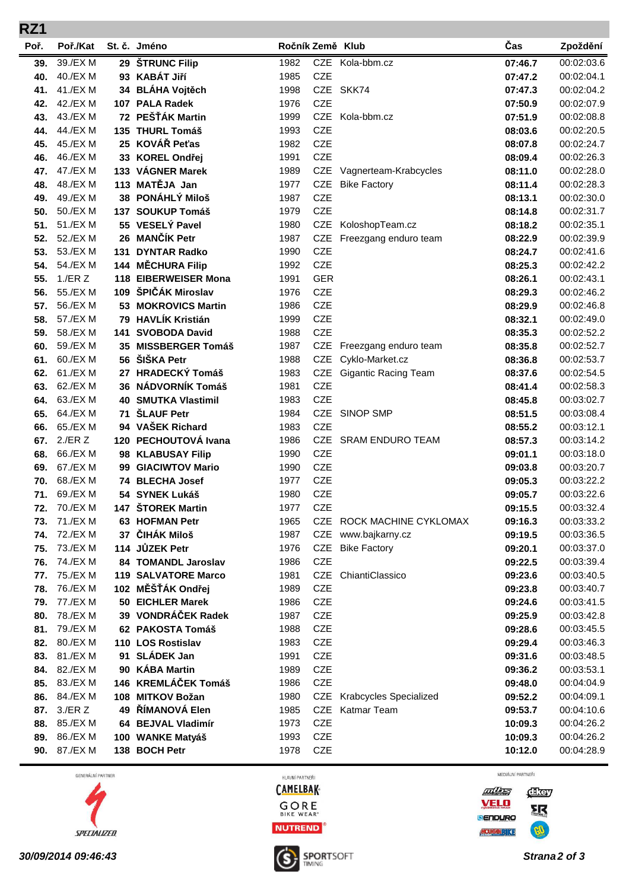## RZ1

| Poř. | Poř./Kat | St. č. | Jméno | Ročník | Země | Klub | Čas | Zpoždění |
|---|---|---|---|---|---|---|---|---|
| 39. | 39./EX M | 29 | **ŠTRUNC Filip** | 1982 | CZE | Kola-bbm.cz | **07:46.7** | 00:02:03.6 |
| 40. | 40./EX M | 93 | **KABÁT Jiří** | 1985 | CZE | | **07:47.2** | 00:02:04.1 |
| 41. | 41./EX M | 34 | **BLÁHA Vojtěch** | 1998 | CZE | SKK74 | **07:47.3** | 00:02:04.2 |
| 42. | 42./EX M | 107 | **PALA Radek** | 1976 | CZE | | **07:50.9** | 00:02:07.9 |
| 43. | 43./EX M | 72 | **PEŠŤÁK Martin** | 1999 | CZE | Kola-bbm.cz | **07:51.9** | 00:02:08.8 |
| 44. | 44./EX M | 135 | **THURL Tomáš** | 1993 | CZE | | **08:03.6** | 00:02:20.5 |
| 45. | 45./EX M | 25 | **KOVÁŘ Peťas** | 1982 | CZE | | **08:07.8** | 00:02:24.7 |
| 46. | 46./EX M | 33 | **KOREL Ondřej** | 1991 | CZE | | **08:09.4** | 00:02:26.3 |
| 47. | 47./EX M | 133 | **VÁGNER Marek** | 1989 | CZE | Vagnerteam-Krabcycles | **08:11.0** | 00:02:28.0 |
| 48. | 48./EX M | 113 | **MATĚJA Jan** | 1977 | CZE | Bike Factory | **08:11.4** | 00:02:28.3 |
| 49. | 49./EX M | 38 | **PONÁHLÝ Miloš** | 1987 | CZE | | **08:13.1** | 00:02:30.0 |
| 50. | 50./EX M | 137 | **SOUKUP Tomáš** | 1979 | CZE | | **08:14.8** | 00:02:31.7 |
| 51. | 51./EX M | 55 | **VESELÝ Pavel** | 1980 | CZE | KoloshopTeam.cz | **08:18.2** | 00:02:35.1 |
| 52. | 52./EX M | 26 | **MANČÍK Petr** | 1987 | CZE | Freezgang enduro team | **08:22.9** | 00:02:39.9 |
| 53. | 53./EX M | 131 | **DYNTAR Radko** | 1990 | CZE | | **08:24.7** | 00:02:41.6 |
| 54. | 54./EX M | 144 | **MĚCHURA Filip** | 1992 | CZE | | **08:25.3** | 00:02:42.2 |
| 55. | 1./ER Z | 118 | **EIBERWEISER Mona** | 1991 | GER | | **08:26.1** | 00:02:43.1 |
| 56. | 55./EX M | 109 | **ŠPIČÁK Miroslav** | 1976 | CZE | | **08:29.3** | 00:02:46.2 |
| 57. | 56./EX M | 53 | **MOKROVICS Martin** | 1986 | CZE | | **08:29.9** | 00:02:46.8 |
| 58. | 57./EX M | 79 | **HAVLÍK Kristián** | 1999 | CZE | | **08:32.1** | 00:02:49.0 |
| 59. | 58./EX M | 141 | **SVOBODA David** | 1988 | CZE | | **08:35.3** | 00:02:52.2 |
| 60. | 59./EX M | 35 | **MISSBERGER Tomáš** | 1987 | CZE | Freezgang enduro team | **08:35.8** | 00:02:52.7 |
| 61. | 60./EX M | 56 | **ŠIŠKA Petr** | 1988 | CZE | Cyklo-Market.cz | **08:36.8** | 00:02:53.7 |
| 62. | 61./EX M | 27 | **HRADECKÝ Tomáš** | 1983 | CZE | Gigantic Racing Team | **08:37.6** | 00:02:54.5 |
| 63. | 62./EX M | 36 | **NÁDVORNÍK Tomáš** | 1981 | CZE | | **08:41.4** | 00:02:58.3 |
| 64. | 63./EX M | 40 | **SMUTKA Vlastimil** | 1983 | CZE | | **08:45.8** | 00:03:02.7 |
| 65. | 64./EX M | 71 | **ŠLAUF Petr** | 1984 | CZE | SINOP SMP | **08:51.5** | 00:03:08.4 |
| 66. | 65./EX M | 94 | **VAŠEK Richard** | 1983 | CZE | | **08:55.2** | 00:03:12.1 |
| 67. | 2./ER Z | 120 | **PECHOUTOVÁ Ivana** | 1986 | CZE | SRAM ENDURO TEAM | **08:57.3** | 00:03:14.2 |
| 68. | 66./EX M | 98 | **KLABUSAY Filip** | 1990 | CZE | | **09:01.1** | 00:03:18.0 |
| 69. | 67./EX M | 99 | **GIACIWTOV Mario** | 1990 | CZE | | **09:03.8** | 00:03:20.7 |
| 70. | 68./EX M | 74 | **BLECHA Josef** | 1977 | CZE | | **09:05.3** | 00:03:22.2 |
| 71. | 69./EX M | 54 | **SYNEK Lukáš** | 1980 | CZE | | **09:05.7** | 00:03:22.6 |
| 72. | 70./EX M | 147 | **ŠTOREK Martin** | 1977 | CZE | | **09:15.5** | 00:03:32.4 |
| 73. | 71./EX M | 63 | **HOFMAN Petr** | 1965 | CZE | ROCK MACHINE CYKLOMAX | **09:16.3** | 00:03:33.2 |
| 74. | 72./EX M | 37 | **ČIHÁK Miloš** | 1987 | CZE | www.bajkarny.cz | **09:19.5** | 00:03:36.5 |
| 75. | 73./EX M | 114 | **JŮZEK Petr** | 1976 | CZE | Bike Factory | **09:20.1** | 00:03:37.0 |
| 76. | 74./EX M | 84 | **TOMANDL Jaroslav** | 1986 | CZE | | **09:22.5** | 00:03:39.4 |
| 77. | 75./EX M | 119 | **SALVATORE Marco** | 1981 | CZE | ChiantiClassico | **09:23.6** | 00:03:40.5 |
| 78. | 76./EX M | 102 | **MĚŠŤÁK Ondřej** | 1989 | CZE | | **09:23.8** | 00:03:40.7 |
| 79. | 77./EX M | 50 | **EICHLER Marek** | 1986 | CZE | | **09:24.6** | 00:03:41.5 |
| 80. | 78./EX M | 39 | **VONDRÁČEK Radek** | 1987 | CZE | | **09:25.9** | 00:03:42.8 |
| 81. | 79./EX M | 62 | **PAKOSTA Tomáš** | 1988 | CZE | | **09:28.6** | 00:03:45.5 |
| 82. | 80./EX M | 110 | **LOS Rostislav** | 1983 | CZE | | **09:29.4** | 00:03:46.3 |
| 83. | 81./EX M | 91 | **SLÁDEK Jan** | 1991 | CZE | | **09:31.6** | 00:03:48.5 |
| 84. | 82./EX M | 90 | **KÁBA Martin** | 1989 | CZE | | **09:36.2** | 00:03:53.1 |
| 85. | 83./EX M | 146 | **KREMLÁČEK Tomáš** | 1986 | CZE | | **09:48.0** | 00:04:04.9 |
| 86. | 84./EX M | 108 | **MITKOV Božan** | 1980 | CZE | Krabcycles Specialized | **09:52.2** | 00:04:09.1 |
| 87. | 3./ER Z | 49 | **ŘÍMANOVÁ Elen** | 1985 | CZE | Katmar Team | **09:53.7** | 00:04:10.6 |
| 88. | 85./EX M | 64 | **BEJVAL Vladimír** | 1973 | CZE | | **10:09.3** | 00:04:26.2 |
| 89. | 86./EX M | 100 | **WANKE Matyáš** | 1993 | CZE | | **10:09.3** | 00:04:26.2 |
| 90. | 87./EX M | 138 | **BOCH Petr** | 1978 | CZE | | **10:12.0** | 00:04:28.9 |

GENERÁLNÍ PARTNER — SPECIALIZED

HLAVNÍ PARTNEŘI — CAMELBAK, GORE BIKE WEAR, NUTREND

MEDIÁLNÍ PARTNEŘI

SPORTSOFT TIMING

*30/09/2014 09:46:43*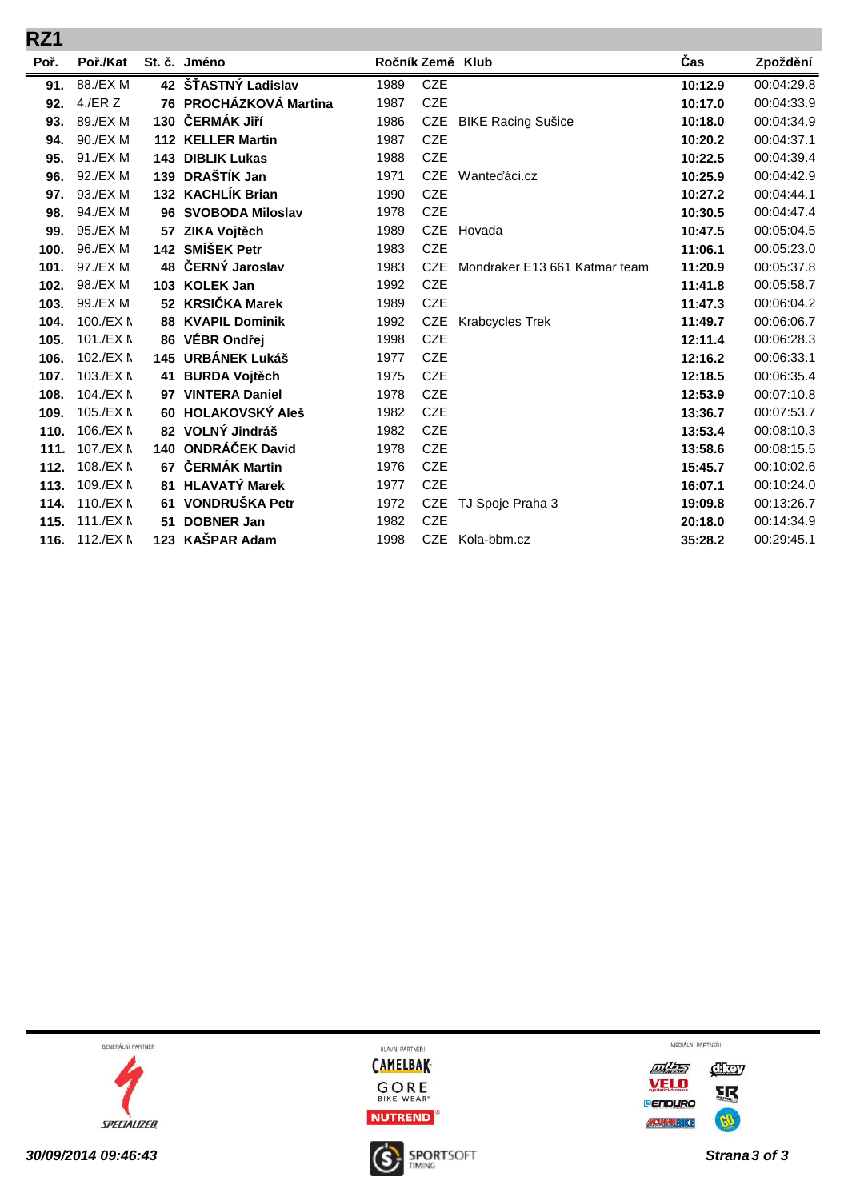## RZ1

| Poř. | Poř./Kat | St. č. | Jméno | Ročník | Země | Klub | Čas | Zpoždění |
|---|---|---|---|---|---|---|---|---|
| **91.** | 88./EX M | **42** | **ŠŤASTNÝ Ladislav** | 1989 | CZE | | **10:12.9** | 00:04:29.8 |
| **92.** | 4./ER Z | **76** | **PROCHÁZKOVÁ Martina** | 1987 | CZE | | **10:17.0** | 00:04:33.9 |
| **93.** | 89./EX M | **130** | **ČERMÁK Jiří** | 1986 | CZE | BIKE Racing Sušice | **10:18.0** | 00:04:34.9 |
| **94.** | 90./EX M | **112** | **KELLER Martin** | 1987 | CZE | | **10:20.2** | 00:04:37.1 |
| **95.** | 91./EX M | **143** | **DIBLIK Lukas** | 1988 | CZE | | **10:22.5** | 00:04:39.4 |
| **96.** | 92./EX M | **139** | **DRAŠTÍK Jan** | 1971 | CZE | Wanteďáci.cz | **10:25.9** | 00:04:42.9 |
| **97.** | 93./EX M | **132** | **KACHLÍK Brian** | 1990 | CZE | | **10:27.2** | 00:04:44.1 |
| **98.** | 94./EX M | **96** | **SVOBODA Miloslav** | 1978 | CZE | | **10:30.5** | 00:04:47.4 |
| **99.** | 95./EX M | **57** | **ZIKA Vojtěch** | 1989 | CZE | Hovada | **10:47.5** | 00:05:04.5 |
| **100.** | 96./EX M | **142** | **SMÍŠEK Petr** | 1983 | CZE | | **11:06.1** | 00:05:23.0 |
| **101.** | 97./EX M | **48** | **ČERNÝ Jaroslav** | 1983 | CZE | Mondraker E13 661 Katmar team | **11:20.9** | 00:05:37.8 |
| **102.** | 98./EX M | **103** | **KOLEK Jan** | 1992 | CZE | | **11:41.8** | 00:05:58.7 |
| **103.** | 99./EX M | **52** | **KRSIČKA Marek** | 1989 | CZE | | **11:47.3** | 00:06:04.2 |
| **104.** | 100./EX M | **88** | **KVAPIL Dominik** | 1992 | CZE | Krabcycles Trek | **11:49.7** | 00:06:06.7 |
| **105.** | 101./EX M | **86** | **VÉBR Ondřej** | 1998 | CZE | | **12:11.4** | 00:06:28.3 |
| **106.** | 102./EX M | **145** | **URBÁNEK Lukáš** | 1977 | CZE | | **12:16.2** | 00:06:33.1 |
| **107.** | 103./EX M | **41** | **BURDA Vojtěch** | 1975 | CZE | | **12:18.5** | 00:06:35.4 |
| **108.** | 104./EX M | **97** | **VINTERA Daniel** | 1978 | CZE | | **12:53.9** | 00:07:10.8 |
| **109.** | 105./EX M | **60** | **HOLAKOVSKÝ Aleš** | 1982 | CZE | | **13:36.7** | 00:07:53.7 |
| **110.** | 106./EX M | **82** | **VOLNÝ Jindráš** | 1982 | CZE | | **13:53.4** | 00:08:10.3 |
| **111.** | 107./EX M | **140** | **ONDRÁČEK David** | 1978 | CZE | | **13:58.6** | 00:08:15.5 |
| **112.** | 108./EX M | **67** | **ČERMÁK Martin** | 1976 | CZE | | **15:45.7** | 00:10:02.6 |
| **113.** | 109./EX M | **81** | **HLAVATÝ Marek** | 1977 | CZE | | **16:07.1** | 00:10:24.0 |
| **114.** | 110./EX M | **61** | **VONDRUŠKA Petr** | 1972 | CZE | TJ Spoje Praha 3 | **19:09.8** | 00:13:26.7 |
| **115.** | 111./EX M | **51** | **DOBNER Jan** | 1982 | CZE | | **20:18.0** | 00:14:34.9 |
| **116.** | 112./EX M | **123** | **KAŠPAR Adam** | 1998 | CZE | Kola-bbm.cz | **35:28.2** | 00:29:45.1 |

GENERÁLNÍ PARTNER

SPECIALIZED

HLAVNÍ PARTNEŘI

CAMELBAK

GORE BIKE WEAR

NUTREND

SPORTSOFT TIMING

MEDIÁLNÍ PARTNEŘI

*30/09/2014 09:46:43*